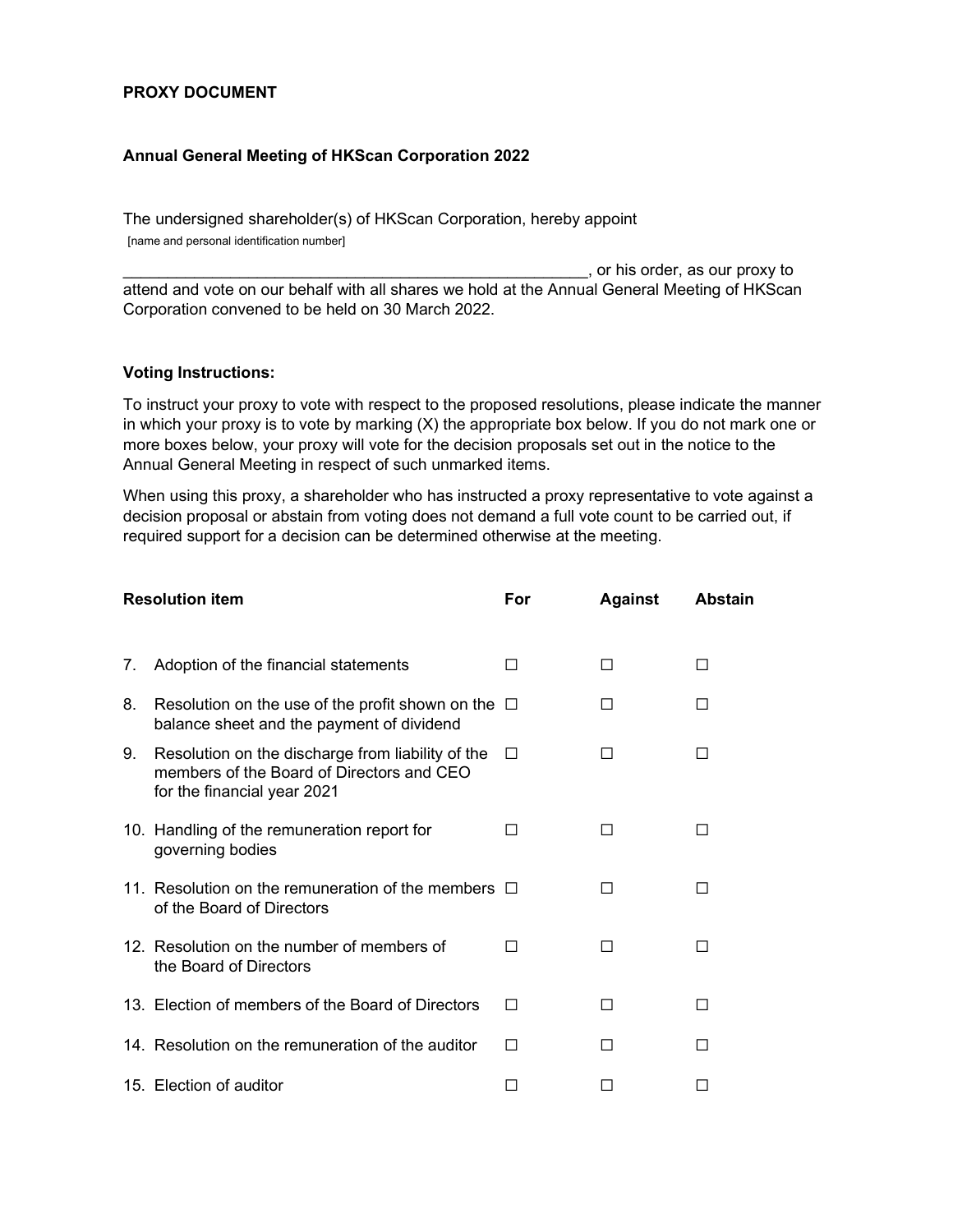**PROXY DOCUMENT**

**Annual General Meeting of HKScan Corporation 2022**

The undersigned shareholder(s) of HKScan Corporation, hereby appoint
[name and personal identification number]

______________________________________________________, or his order, as our proxy to attend and vote on our behalf with all shares we hold at the Annual General Meeting of HKScan Corporation convened to be held on 30 March 2022.

**Voting Instructions:**

To instruct your proxy to vote with respect to the proposed resolutions, please indicate the manner in which your proxy is to vote by marking (X) the appropriate box below. If you do not mark one or more boxes below, your proxy will vote for the decision proposals set out in the notice to the Annual General Meeting in respect of such unmarked items.

When using this proxy, a shareholder who has instructed a proxy representative to vote against a decision proposal or abstain from voting does not demand a full vote count to be carried out, if required support for a decision can be determined otherwise at the meeting.

| **Resolution item** | **For** | **Against** | **Abstain** |
|---|---|---|---|
| 7. Adoption of the financial statements | ☐ | ☐ | ☐ |
| 8. Resolution on the use of the profit shown on the balance sheet and the payment of dividend | ☐ | ☐ | ☐ |
| 9. Resolution on the discharge from liability of the members of the Board of Directors and CEO for the financial year 2021 | ☐ | ☐ | ☐ |
| 10. Handling of the remuneration report for governing bodies | ☐ | ☐ | ☐ |
| 11. Resolution on the remuneration of the members of the Board of Directors | ☐ | ☐ | ☐ |
| 12. Resolution on the number of members of the Board of Directors | ☐ | ☐ | ☐ |
| 13. Election of members of the Board of Directors | ☐ | ☐ | ☐ |
| 14. Resolution on the remuneration of the auditor | ☐ | ☐ | ☐ |
| 15. Election of auditor | ☐ | ☐ | ☐ |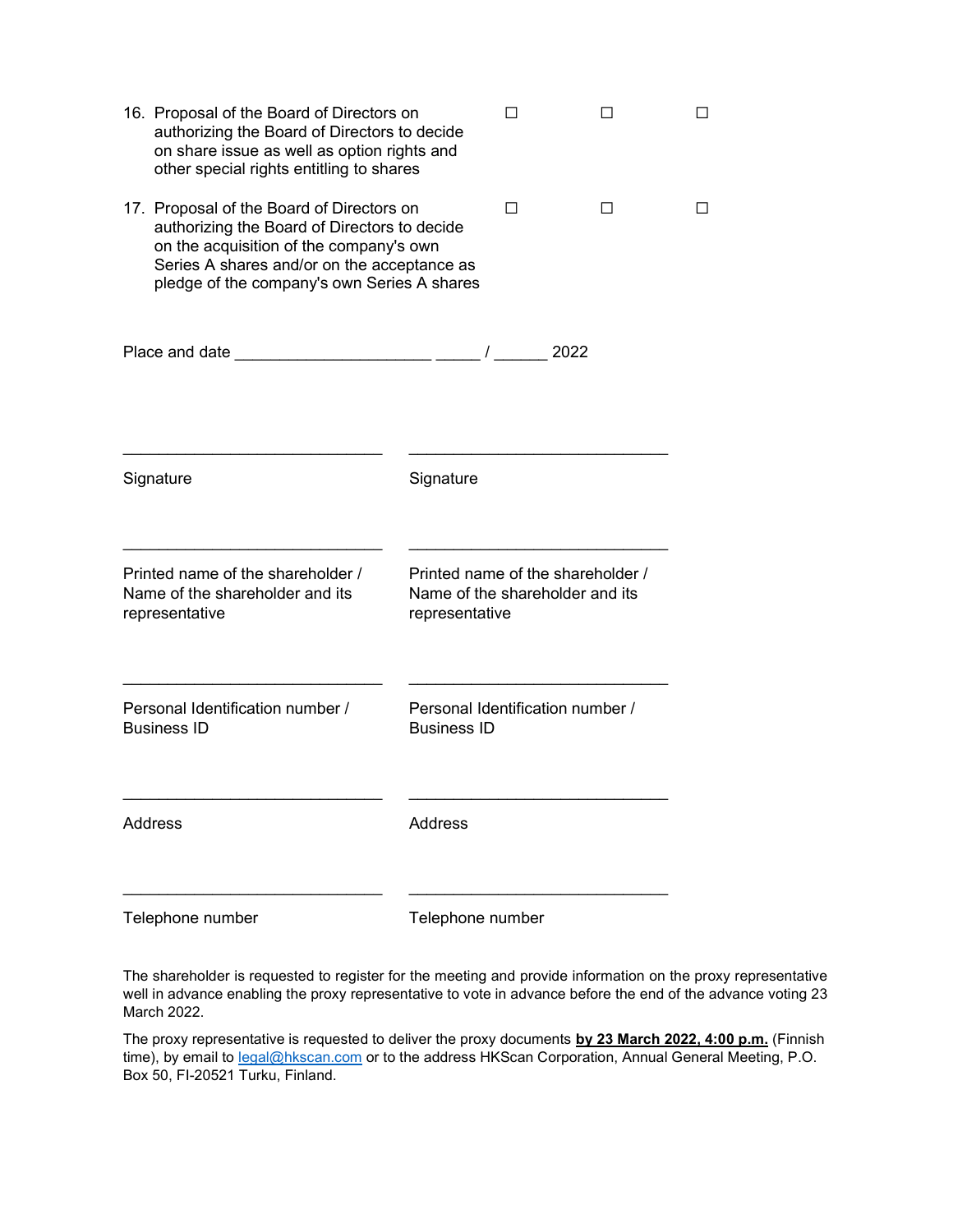| | | | |
|---|---|---|---|
| 16. Proposal of the Board of Directors on authorizing the Board of Directors to decide on share issue as well as option rights and other special rights entitling to shares | ☐ | ☐ | ☐ |
| 17. Proposal of the Board of Directors on authorizing the Board of Directors to decide on the acquisition of the company's own Series A shares and/or on the acceptance as pledge of the company's own Series A shares | ☐ | ☐ | ☐ |

Place and date ______________________ _____ / ______ 2022

| | |
|---|---|
| ______________________________ | ______________________________ |
| Signature | Signature |
| ______________________________ | ______________________________ |
| Printed name of the shareholder / Name of the shareholder and its representative | Printed name of the shareholder / Name of the shareholder and its representative |
| ______________________________ | ______________________________ |
| Personal Identification number / Business ID | Personal Identification number / Business ID |
| ______________________________ | ______________________________ |
| Address | Address |
| ______________________________ | ______________________________ |
| Telephone number | Telephone number |

The shareholder is requested to register for the meeting and provide information on the proxy representative well in advance enabling the proxy representative to vote in advance before the end of the advance voting 23 March 2022.

The proxy representative is requested to deliver the proxy documents **by 23 March 2022, 4:00 p.m.** (Finnish time), by email to legal@hkscan.com or to the address HKScan Corporation, Annual General Meeting, P.O. Box 50, FI-20521 Turku, Finland.